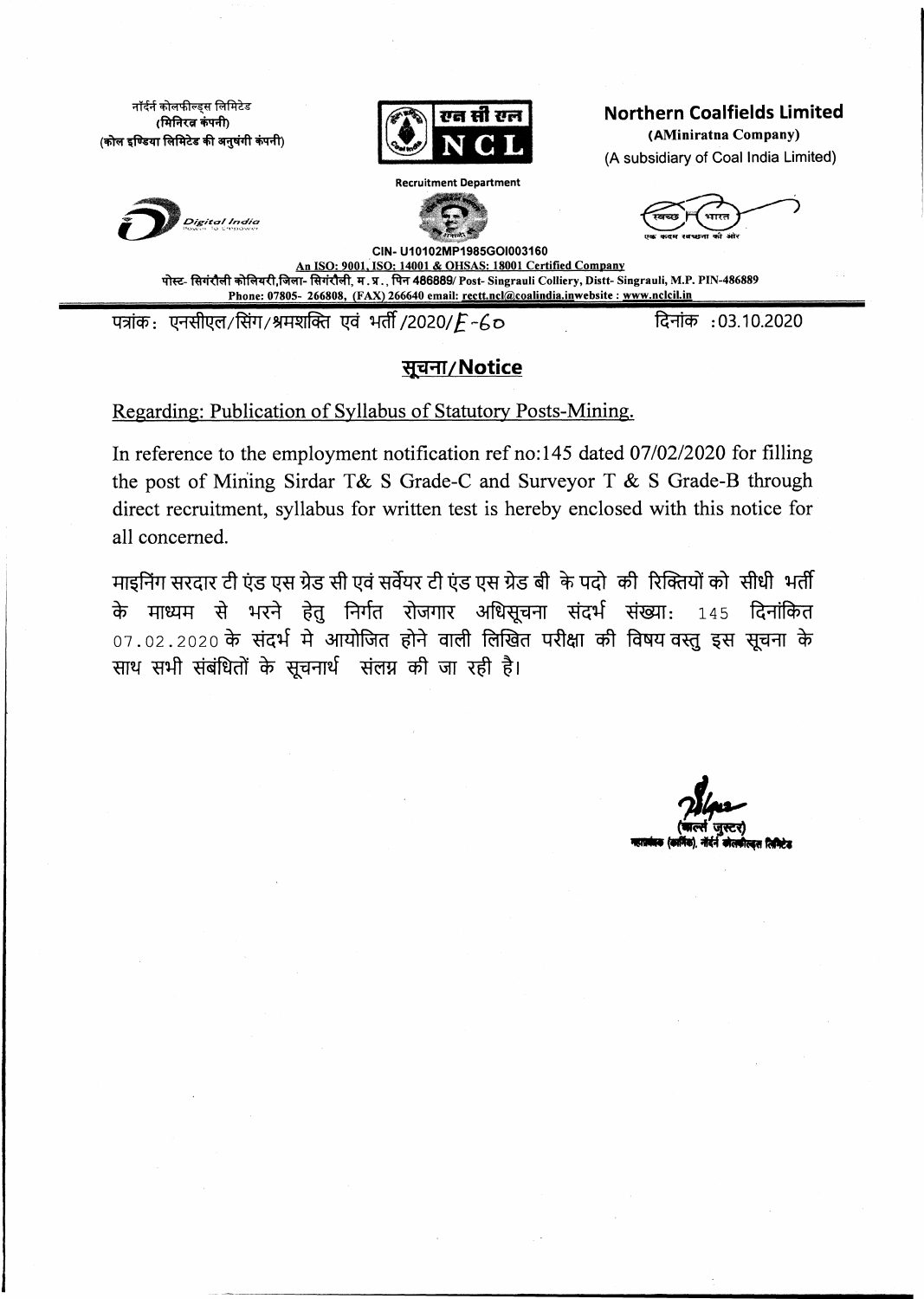नॉर्दर्न कोलफील्ड्स लिमिटेड
(मिनिरत्न कंपनी)
(कोल इण्डिया लिमिटेड की अनुषंगी कंपनी)

एन सी एल
NCL

**Northern Coalfields Limited**
(AMiniratna Company)
(A subsidiary of Coal India Limited)

Recruitment Department

CIN- U10102MP1985GOI003160
An ISO: 9001, ISO: 14001 & OHSAS: 18001 Certified Company
पोस्ट- सिंगरौली कोलियरी,जिला- सिंगरौली, म.प्र., पिन 486889/ Post- Singrauli Colliery, Distt- Singrauli, M.P. PIN-486889
Phone: 07805- 266808, (FAX) 266640 email: rectt.ncl@coalindia.in website : www.nclcil.in

पत्रांक: एनसीएल/सिंग/श्रमशक्ति एवं भर्ती/2020/E-60 | दिनांक :03.10.2020

## सूचना/Notice

Regarding: Publication of Syllabus of Statutory Posts-Mining.

In reference to the employment notification ref no:145 dated 07/02/2020 for filling the post of Mining Sirdar T& S Grade-C and Surveyor T & S Grade-B through direct recruitment, syllabus for written test is hereby enclosed with this notice for all concerned.

माइनिंग सरदार टी एंड एस ग्रेड सी एवं सर्वेयर टी एंड एस ग्रेड बी के पदो की रिक्तियों को सीधी भर्ती के माध्यम से भरने हेतु निर्गत रोजगार अधिसूचना संदर्भ संख्या: 145 दिनांकित 07.02.2020 के संदर्भ मे आयोजित होने वाली लिखित परीक्षा की विषय वस्तु इस सूचना के साथ सभी संबंधितों के सूचनार्थ संलग्न की जा रही है।

(कार्ल्स जुस्टर)
महाप्रबंधक (कार्मिक), नॉर्दर्न कोलफील्ड्स लिमिटेड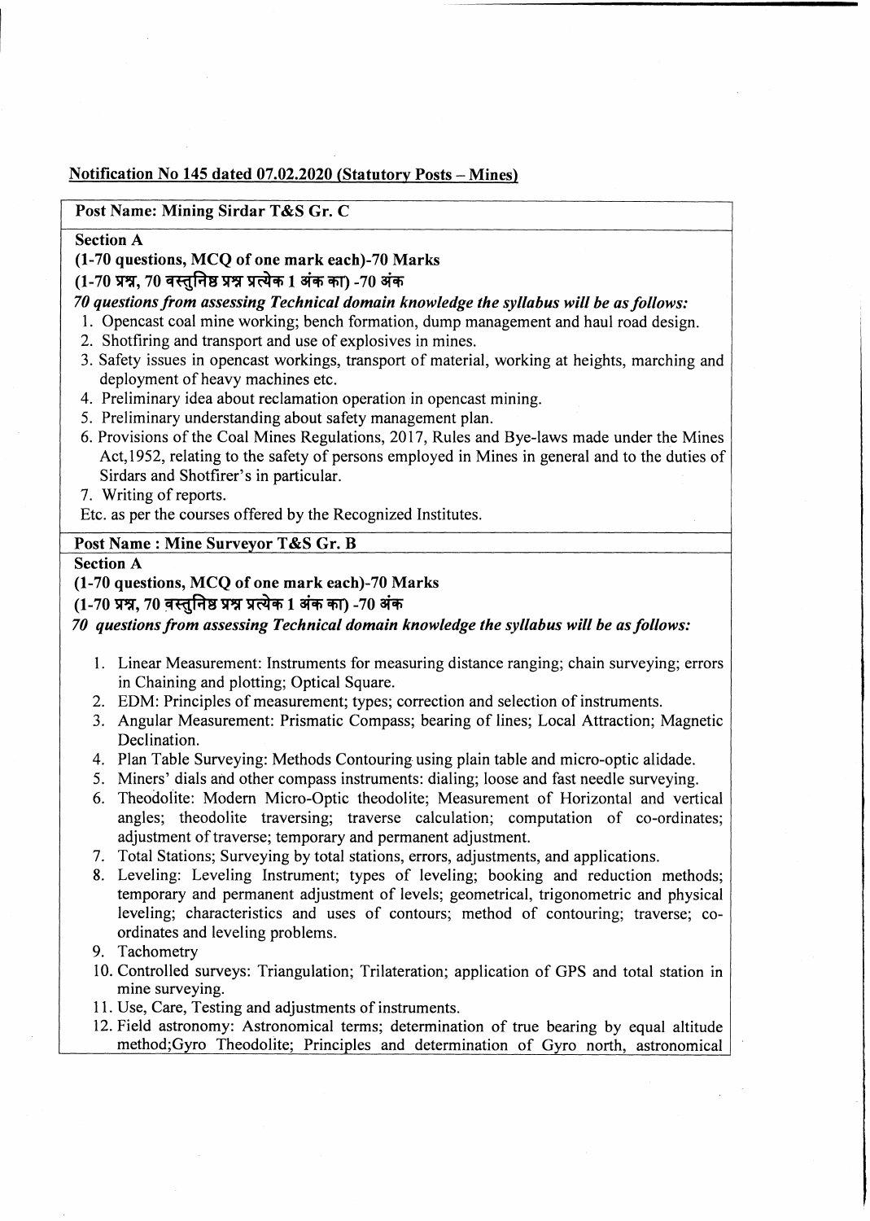**Notification No 145 dated 07.02.2020 (Statutory Posts – Mines)**

## Post Name: Mining Sirdar T&S Gr. C

**Section A**

**(1-70 questions, MCQ of one mark each)-70 Marks**

**(1-70 प्रश्न, 70 वस्तुनिष्ठ प्रश्न प्रत्येक 1 अंक का) -70 अंक**

***70 questions from assessing Technical domain knowledge the syllabus will be as follows:***

1. Opencast coal mine working; bench formation, dump management and haul road design.
2. Shotfiring and transport and use of explosives in mines.
3. Safety issues in opencast workings, transport of material, working at heights, marching and deployment of heavy machines etc.
4. Preliminary idea about reclamation operation in opencast mining.
5. Preliminary understanding about safety management plan.
6. Provisions of the Coal Mines Regulations, 2017, Rules and Bye-laws made under the Mines Act,1952, relating to the safety of persons employed in Mines in general and to the duties of Sirdars and Shotfirer's in particular.
7. Writing of reports.

Etc. as per the courses offered by the Recognized Institutes.

## Post Name : Mine Surveyor T&S Gr. B

**Section A**

**(1-70 questions, MCQ of one mark each)-70 Marks**

**(1-70 प्रश्न, 70 वस्तुनिष्ठ प्रश्न प्रत्येक 1 अंक का) -70 अंक**

***70 questions from assessing Technical domain knowledge the syllabus will be as follows:***

1. Linear Measurement: Instruments for measuring distance ranging; chain surveying; errors in Chaining and plotting; Optical Square.
2. EDM: Principles of measurement; types; correction and selection of instruments.
3. Angular Measurement: Prismatic Compass; bearing of lines; Local Attraction; Magnetic Declination.
4. Plan Table Surveying: Methods Contouring using plain table and micro-optic alidade.
5. Miners' dials and other compass instruments: dialing; loose and fast needle surveying.
6. Theodolite: Modern Micro-Optic theodolite; Measurement of Horizontal and vertical angles; theodolite traversing; traverse calculation; computation of co-ordinates; adjustment of traverse; temporary and permanent adjustment.
7. Total Stations; Surveying by total stations, errors, adjustments, and applications.
8. Leveling: Leveling Instrument; types of leveling; booking and reduction methods; temporary and permanent adjustment of levels; geometrical, trigonometric and physical leveling; characteristics and uses of contours; method of contouring; traverse; co-ordinates and leveling problems.
9. Tachometry
10. Controlled surveys: Triangulation; Trilateration; application of GPS and total station in mine surveying.
11. Use, Care, Testing and adjustments of instruments.
12. Field astronomy: Astronomical terms; determination of true bearing by equal altitude method;Gyro Theodolite; Principles and determination of Gyro north, astronomical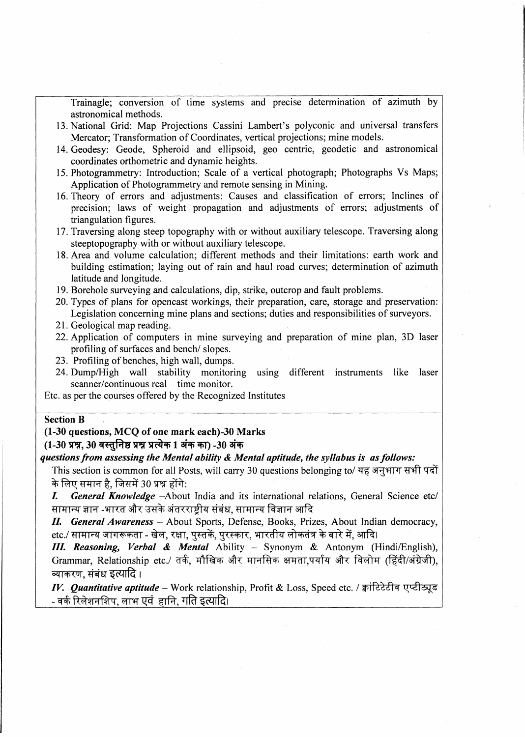Trainagle; conversion of time systems and precise determination of azimuth by astronomical methods.

13. National Grid: Map Projections Cassini Lambert's polyconic and universal transfers Mercator; Transformation of Coordinates, vertical projections; mine models.
14. Geodesy: Geode, Spheroid and ellipsoid, geo centric, geodetic and astronomical coordinates orthometric and dynamic heights.
15. Photogrammetry: Introduction; Scale of a vertical photograph; Photographs Vs Maps; Application of Photogrammetry and remote sensing in Mining.
16. Theory of errors and adjustments: Causes and classification of errors; Inclines of precision; laws of weight propagation and adjustments of errors; adjustments of triangulation figures.
17. Traversing along steep topography with or without auxiliary telescope. Traversing along steeptopography with or without auxiliary telescope.
18. Area and volume calculation; different methods and their limitations: earth work and building estimation; laying out of rain and haul road curves; determination of azimuth latitude and longitude.
19. Borehole surveying and calculations, dip, strike, outcrop and fault problems.
20. Types of plans for opencast workings, their preparation, care, storage and preservation: Legislation concerning mine plans and sections; duties and responsibilities of surveyors.
21. Geological map reading.
22. Application of computers in mine surveying and preparation of mine plan, 3D laser profiling of surfaces and bench/ slopes.
23. Profiling of benches, high wall, dumps.
24. Dump/High wall stability monitoring using different instruments like laser scanner/continuous real time monitor.

Etc. as per the courses offered by the Recognized Institutes

**Section B**

**(1-30 questions, MCQ of one mark each)-30 Marks**

**(1-30 प्रश्न, 30 वस्तुनिष्ठ प्रश्न प्रत्येक 1 अंक का) -30 अंक**

***questions from assessing the Mental ability & Mental aptitude, the syllabus is as follows:***

This section is common for all Posts, will carry 30 questions belonging to/ यह अनुभाग सभी पदों के लिए समान है, जिसमें 30 प्रश्न होंगे:

***I. General Knowledge*** –About India and its international relations, General Science etc/ सामान्य ज्ञान -भारत और उसके अंतरराष्ट्रीय संबंध, सामान्य विज्ञान आदि

***II. General Awareness*** – About Sports, Defense, Books, Prizes, About Indian democracy, etc./ सामान्य जागरूकता - खेल, रक्षा, पुस्तकें, पुरस्कार, भारतीय लोकतंत्र के बारे में, आदि।

***III. Reasoning, Verbal & Mental*** Ability – Synonym & Antonym (Hindi/English), Grammar, Relationship etc./ तर्क, मौखिक और मानसिक क्षमता,पर्याय और विलोम (हिंदी/अंग्रेजी), व्याकरण, संबंध इत्यादि ।

***IV. Quantitative aptitude*** – Work relationship, Profit & Loss, Speed etc. / क्वांटिटेटीव एप्टीट्यूड - वर्क रिलेशनशिप, लाभ एवं हानि, गति इत्यादि।